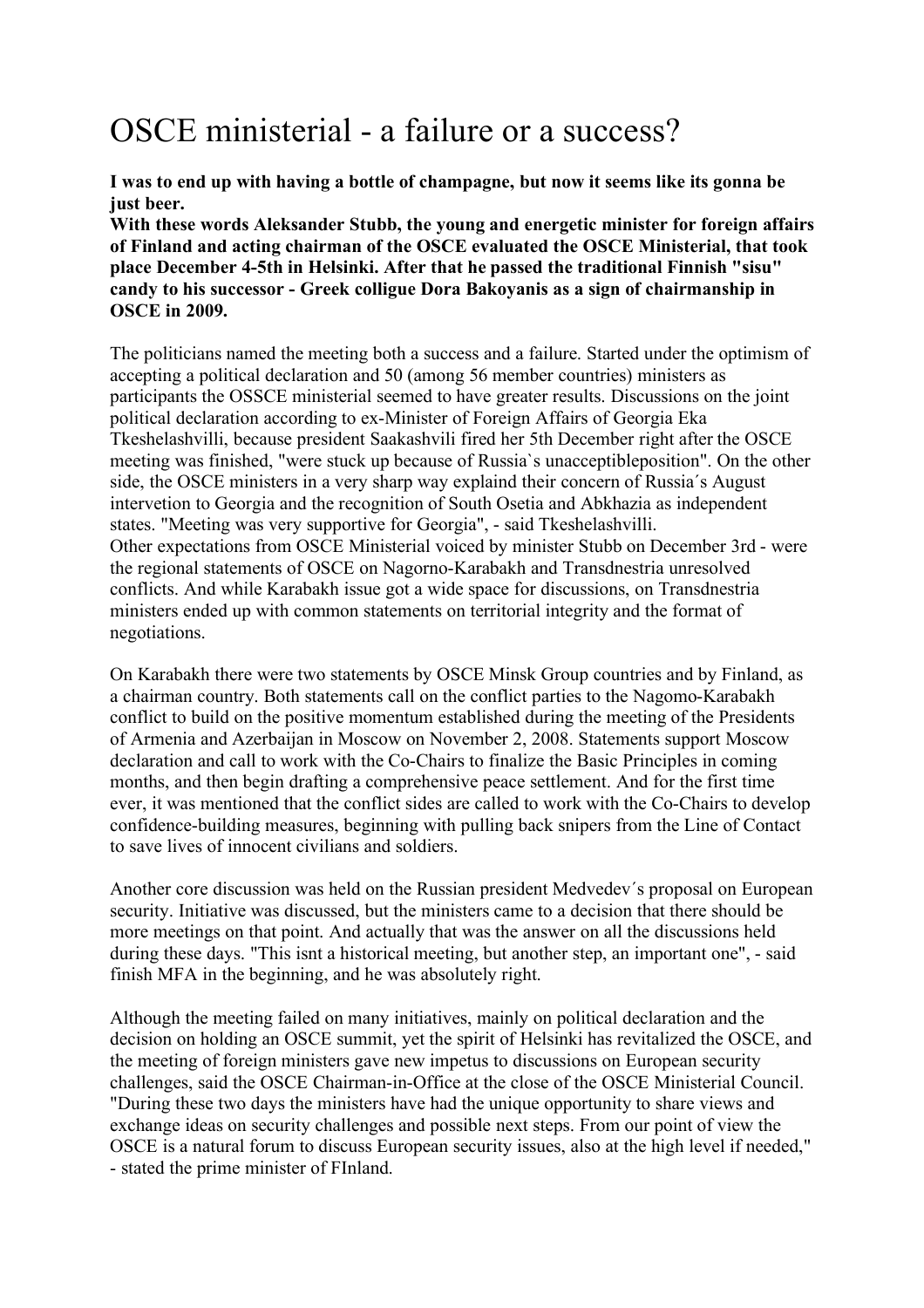# OSCE ministerial - a failure or a success?

**I was to end up with having a bottle of champagne, but now it seems like its gonna be just beer.**
**With these words Aleksander Stubb, the young and energetic minister for foreign affairs of Finland and acting chairman of the OSCE evaluated the OSCE Ministerial, that took place December 4-5th in Helsinki. After that he passed the traditional Finnish "sisu" candy to his successor - Greek colligue Dora Bakoyanis as a sign of chairmanship in OSCE in 2009.**

The politicians named the meeting both a success and a failure. Started under the optimism of accepting a political declaration and 50 (among 56 member countries) ministers as participants the OSSCE ministerial seemed to have greater results. Discussions on the joint political declaration according to ex-Minister of Foreign Affairs of Georgia Eka Tkeshelashvilli, because president Saakashvili fired her 5th December right after the OSCE meeting was finished, "were stuck up because of Russia`s unacceptibleposition". On the other side, the OSCE ministers in a very sharp way explaind their concern of Russia´s August intervetion to Georgia and the recognition of South Osetia and Abkhazia as independent states. "Meeting was very supportive for Georgia", - said Tkeshelashvilli.
Other expectations from OSCE Ministerial voiced by minister Stubb on December 3rd - were the regional statements of OSCE on Nagorno-Karabakh and Transdnestria unresolved conflicts. And while Karabakh issue got a wide space for discussions, on Transdnestria ministers ended up with common statements on territorial integrity and the format of negotiations.

On Karabakh there were two statements by OSCE Minsk Group countries and by Finland, as a chairman country. Both statements call on the conflict parties to the Nagomo-Karabakh conflict to build on the positive momentum established during the meeting of the Presidents of Armenia and Azerbaijan in Moscow on November 2, 2008. Statements support Moscow declaration and call to work with the Co-Chairs to finalize the Basic Principles in coming months, and then begin drafting a comprehensive peace settlement. And for the first time ever, it was mentioned that the conflict sides are called to work with the Co-Chairs to develop confidence-building measures, beginning with pulling back snipers from the Line of Contact to save lives of innocent civilians and soldiers.

Another core discussion was held on the Russian president Medvedev´s proposal on European security. Initiative was discussed, but the ministers came to a decision that there should be more meetings on that point. And actually that was the answer on all the discussions held during these days. "This isnt a historical meeting, but another step, an important one", - said finish MFA in the beginning, and he was absolutely right.

Although the meeting failed on many initiatives, mainly on political declaration and the decision on holding an OSCE summit, yet the spirit of Helsinki has revitalized the OSCE, and the meeting of foreign ministers gave new impetus to discussions on European security challenges, said the OSCE Chairman-in-Office at the close of the OSCE Ministerial Council. "During these two days the ministers have had the unique opportunity to share views and exchange ideas on security challenges and possible next steps. From our point of view the OSCE is a natural forum to discuss European security issues, also at the high level if needed," - stated the prime minister of FInland.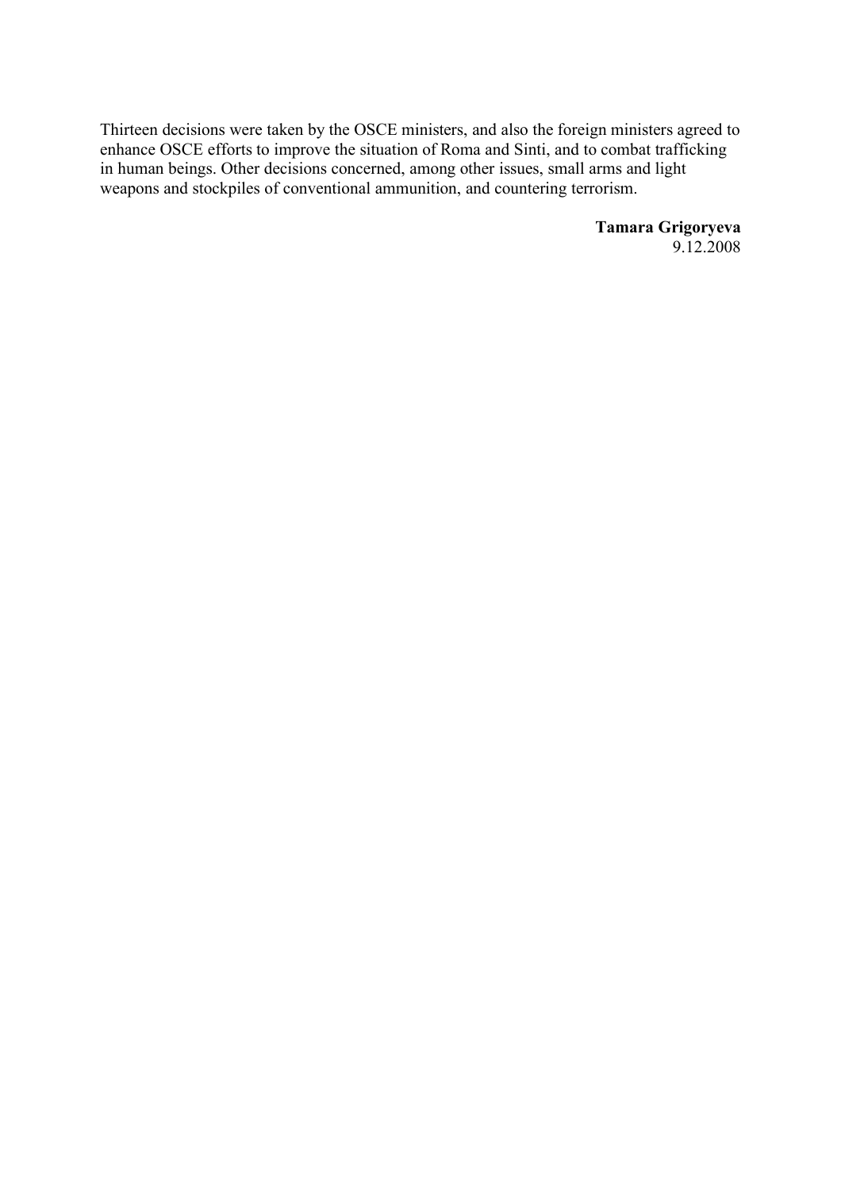Thirteen decisions were taken by the OSCE ministers, and also the foreign ministers agreed to enhance OSCE efforts to improve the situation of Roma and Sinti, and to combat trafficking in human beings. Other decisions concerned, among other issues, small arms and light weapons and stockpiles of conventional ammunition, and countering terrorism.

**Tamara Grigoryeva**
9.12.2008